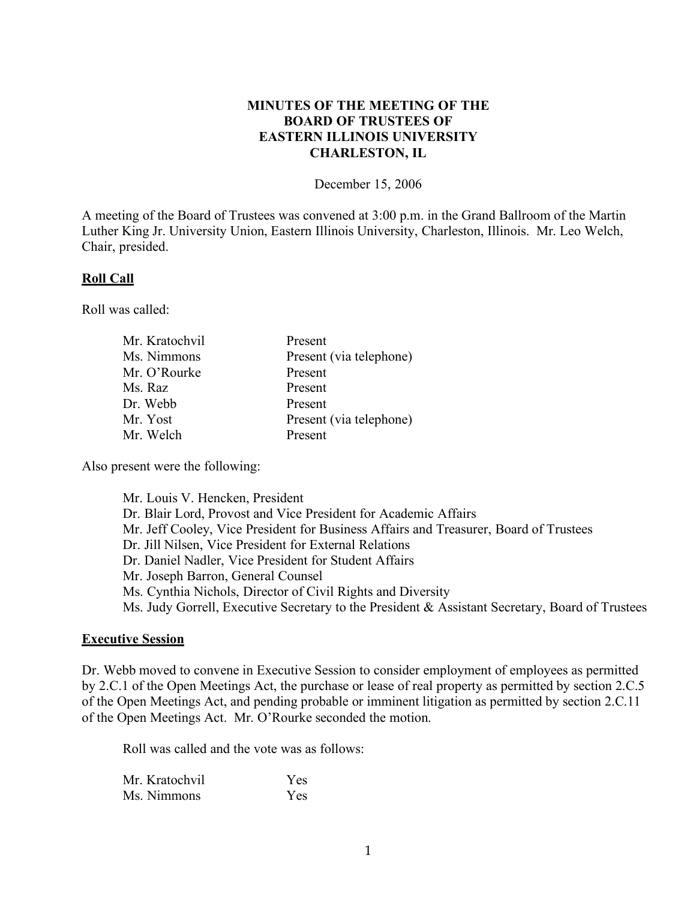**MINUTES OF THE MEETING OF THE**
**BOARD OF TRUSTEES OF**
**EASTERN ILLINOIS UNIVERSITY**
**CHARLESTON, IL**

December 15, 2006

A meeting of the Board of Trustees was convened at 3:00 p.m. in the Grand Ballroom of the Martin Luther King Jr. University Union, Eastern Illinois University, Charleston, Illinois. Mr. Leo Welch, Chair, presided.

## Roll Call

Roll was called:

| | |
|---|---|
| Mr. Kratochvil | Present |
| Ms. Nimmons | Present (via telephone) |
| Mr. O'Rourke | Present |
| Ms. Raz | Present |
| Dr. Webb | Present |
| Mr. Yost | Present (via telephone) |
| Mr. Welch | Present |

Also present were the following:

Mr. Louis V. Hencken, President
Dr. Blair Lord, Provost and Vice President for Academic Affairs
Mr. Jeff Cooley, Vice President for Business Affairs and Treasurer, Board of Trustees
Dr. Jill Nilsen, Vice President for External Relations
Dr. Daniel Nadler, Vice President for Student Affairs
Mr. Joseph Barron, General Counsel
Ms. Cynthia Nichols, Director of Civil Rights and Diversity
Ms. Judy Gorrell, Executive Secretary to the President & Assistant Secretary, Board of Trustees

## Executive Session

Dr. Webb moved to convene in Executive Session to consider employment of employees as permitted by 2.C.1 of the Open Meetings Act, the purchase or lease of real property as permitted by section 2.C.5 of the Open Meetings Act, and pending probable or imminent litigation as permitted by section 2.C.11 of the Open Meetings Act. Mr. O'Rourke seconded the motion.

Roll was called and the vote was as follows:

| | |
|---|---|
| Mr. Kratochvil | Yes |
| Ms. Nimmons | Yes |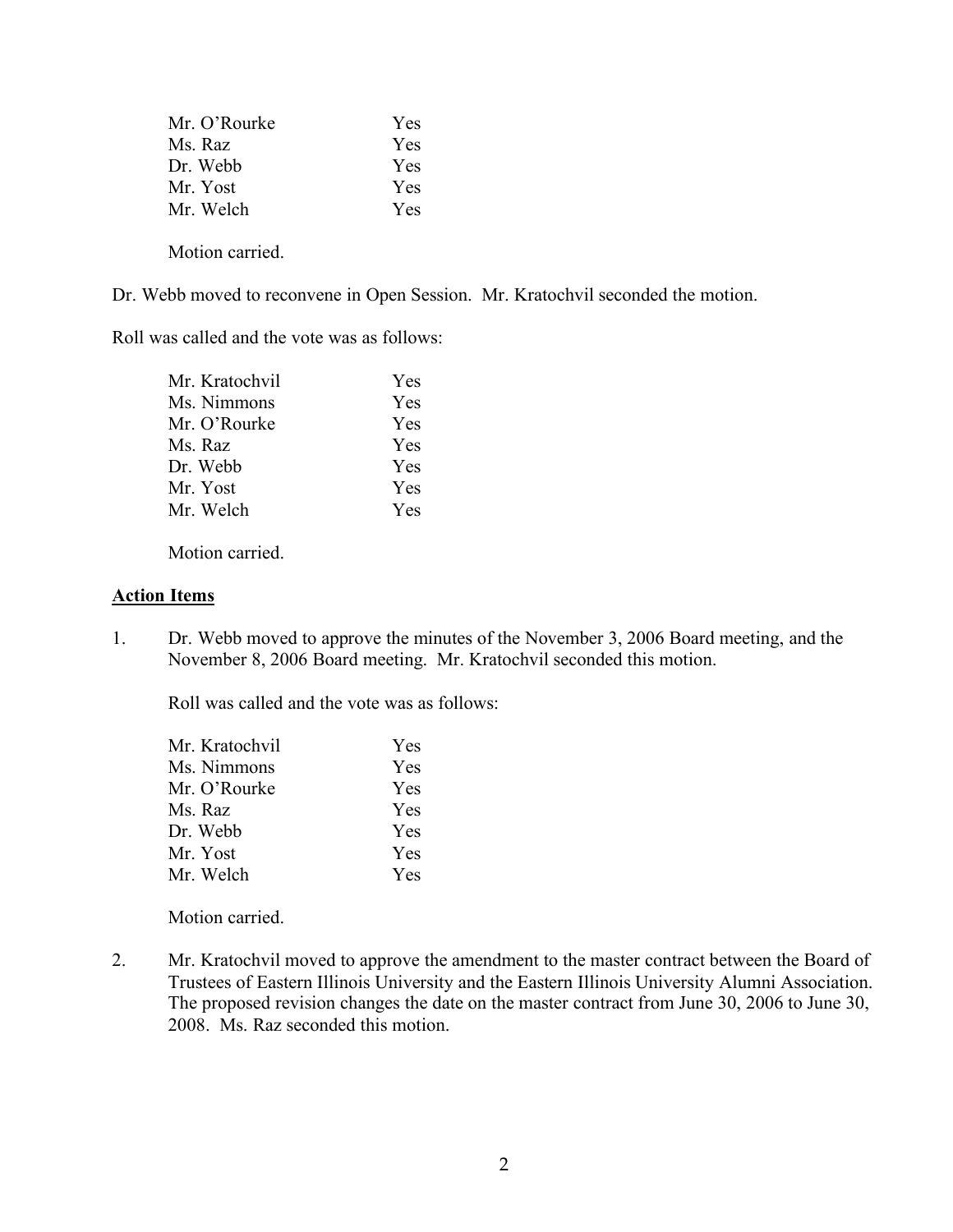| | |
|---|---|
| Mr. O'Rourke | Yes |
| Ms. Raz | Yes |
| Dr. Webb | Yes |
| Mr. Yost | Yes |
| Mr. Welch | Yes |

Motion carried.

Dr. Webb moved to reconvene in Open Session. Mr. Kratochvil seconded the motion.

Roll was called and the vote was as follows:

| | |
|---|---|
| Mr. Kratochvil | Yes |
| Ms. Nimmons | Yes |
| Mr. O'Rourke | Yes |
| Ms. Raz | Yes |
| Dr. Webb | Yes |
| Mr. Yost | Yes |
| Mr. Welch | Yes |

Motion carried.

## Action Items

1. Dr. Webb moved to approve the minutes of the November 3, 2006 Board meeting, and the November 8, 2006 Board meeting. Mr. Kratochvil seconded this motion.

   Roll was called and the vote was as follows:

   | | |
   |---|---|
   | Mr. Kratochvil | Yes |
   | Ms. Nimmons | Yes |
   | Mr. O'Rourke | Yes |
   | Ms. Raz | Yes |
   | Dr. Webb | Yes |
   | Mr. Yost | Yes |
   | Mr. Welch | Yes |

   Motion carried.

2. Mr. Kratochvil moved to approve the amendment to the master contract between the Board of Trustees of Eastern Illinois University and the Eastern Illinois University Alumni Association. The proposed revision changes the date on the master contract from June 30, 2006 to June 30, 2008. Ms. Raz seconded this motion.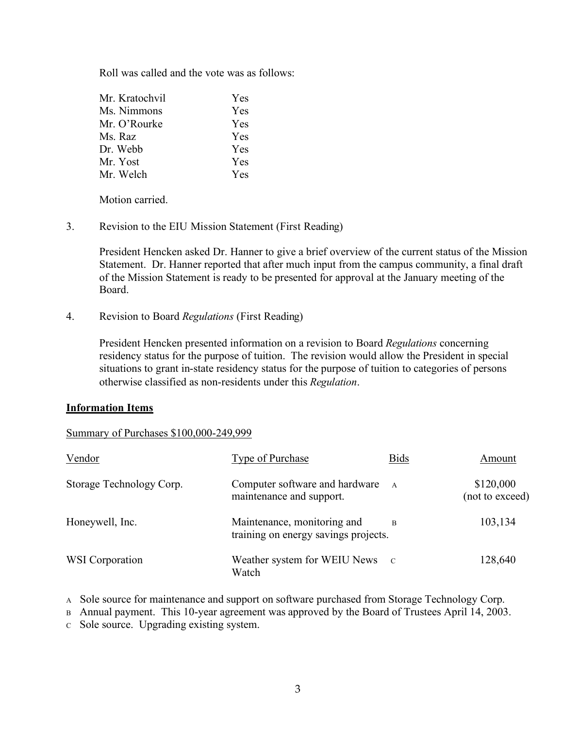Roll was called and the vote was as follows:

| | |
|---|---|
| Mr. Kratochvil | Yes |
| Ms. Nimmons | Yes |
| Mr. O'Rourke | Yes |
| Ms. Raz | Yes |
| Dr. Webb | Yes |
| Mr. Yost | Yes |
| Mr. Welch | Yes |

Motion carried.

3. Revision to the EIU Mission Statement (First Reading)

   President Hencken asked Dr. Hanner to give a brief overview of the current status of the Mission Statement. Dr. Hanner reported that after much input from the campus community, a final draft of the Mission Statement is ready to be presented for approval at the January meeting of the Board.

4. Revision to Board *Regulations* (First Reading)

   President Hencken presented information on a revision to Board *Regulations* concerning residency status for the purpose of tuition. The revision would allow the President in special situations to grant in-state residency status for the purpose of tuition to categories of persons otherwise classified as non-residents under this *Regulation*.

**Information Items**

Summary of Purchases $100,000-249,999

| Vendor | Type of Purchase | Bids | Amount |
|---|---|---|---|
| Storage Technology Corp. | Computer software and hardware maintenance and support. | A | $120,000 (not to exceed) |
| Honeywell, Inc. | Maintenance, monitoring and training on energy savings projects. | B | 103,134 |
| WSI Corporation | Weather system for WEIU News Watch | C | 128,640 |

A Sole source for maintenance and support on software purchased from Storage Technology Corp.

B Annual payment. This 10-year agreement was approved by the Board of Trustees April 14, 2003.

C Sole source. Upgrading existing system.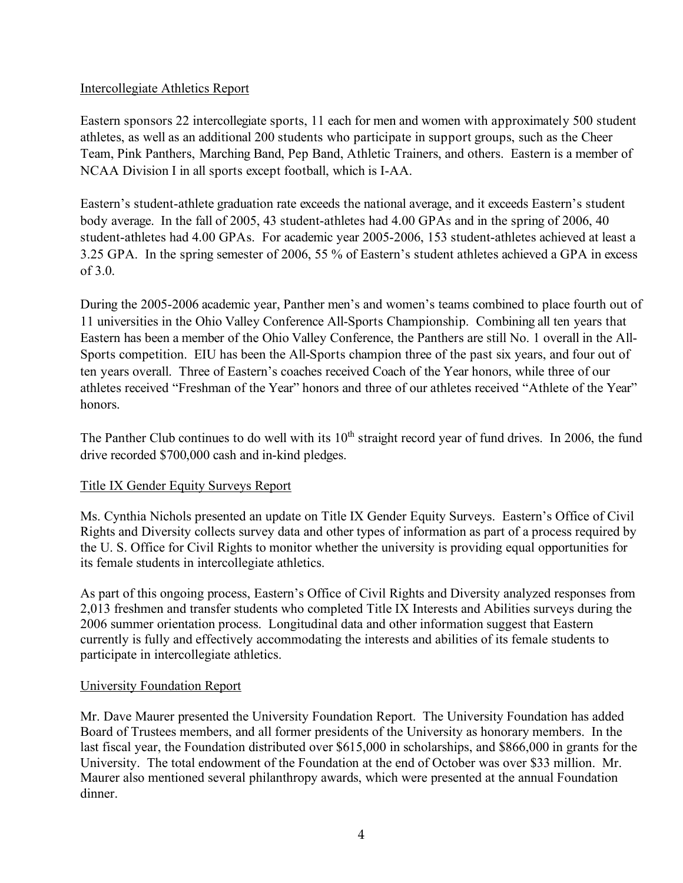Intercollegiate Athletics Report

Eastern sponsors 22 intercollegiate sports, 11 each for men and women with approximately 500 student athletes, as well as an additional 200 students who participate in support groups, such as the Cheer Team, Pink Panthers, Marching Band, Pep Band, Athletic Trainers, and others. Eastern is a member of NCAA Division I in all sports except football, which is I-AA.

Eastern's student-athlete graduation rate exceeds the national average, and it exceeds Eastern's student body average. In the fall of 2005, 43 student-athletes had 4.00 GPAs and in the spring of 2006, 40 student-athletes had 4.00 GPAs. For academic year 2005-2006, 153 student-athletes achieved at least a 3.25 GPA. In the spring semester of 2006, 55 % of Eastern's student athletes achieved a GPA in excess of 3.0.

During the 2005-2006 academic year, Panther men's and women's teams combined to place fourth out of 11 universities in the Ohio Valley Conference All-Sports Championship. Combining all ten years that Eastern has been a member of the Ohio Valley Conference, the Panthers are still No. 1 overall in the All-Sports competition. EIU has been the All-Sports champion three of the past six years, and four out of ten years overall. Three of Eastern's coaches received Coach of the Year honors, while three of our athletes received "Freshman of the Year" honors and three of our athletes received "Athlete of the Year" honors.

The Panther Club continues to do well with its 10th straight record year of fund drives. In 2006, the fund drive recorded $700,000 cash and in-kind pledges.

Title IX Gender Equity Surveys Report

Ms. Cynthia Nichols presented an update on Title IX Gender Equity Surveys. Eastern's Office of Civil Rights and Diversity collects survey data and other types of information as part of a process required by the U. S. Office for Civil Rights to monitor whether the university is providing equal opportunities for its female students in intercollegiate athletics.

As part of this ongoing process, Eastern's Office of Civil Rights and Diversity analyzed responses from 2,013 freshmen and transfer students who completed Title IX Interests and Abilities surveys during the 2006 summer orientation process. Longitudinal data and other information suggest that Eastern currently is fully and effectively accommodating the interests and abilities of its female students to participate in intercollegiate athletics.

University Foundation Report

Mr. Dave Maurer presented the University Foundation Report. The University Foundation has added Board of Trustees members, and all former presidents of the University as honorary members. In the last fiscal year, the Foundation distributed over $615,000 in scholarships, and $866,000 in grants for the University. The total endowment of the Foundation at the end of October was over $33 million. Mr. Maurer also mentioned several philanthropy awards, which were presented at the annual Foundation dinner.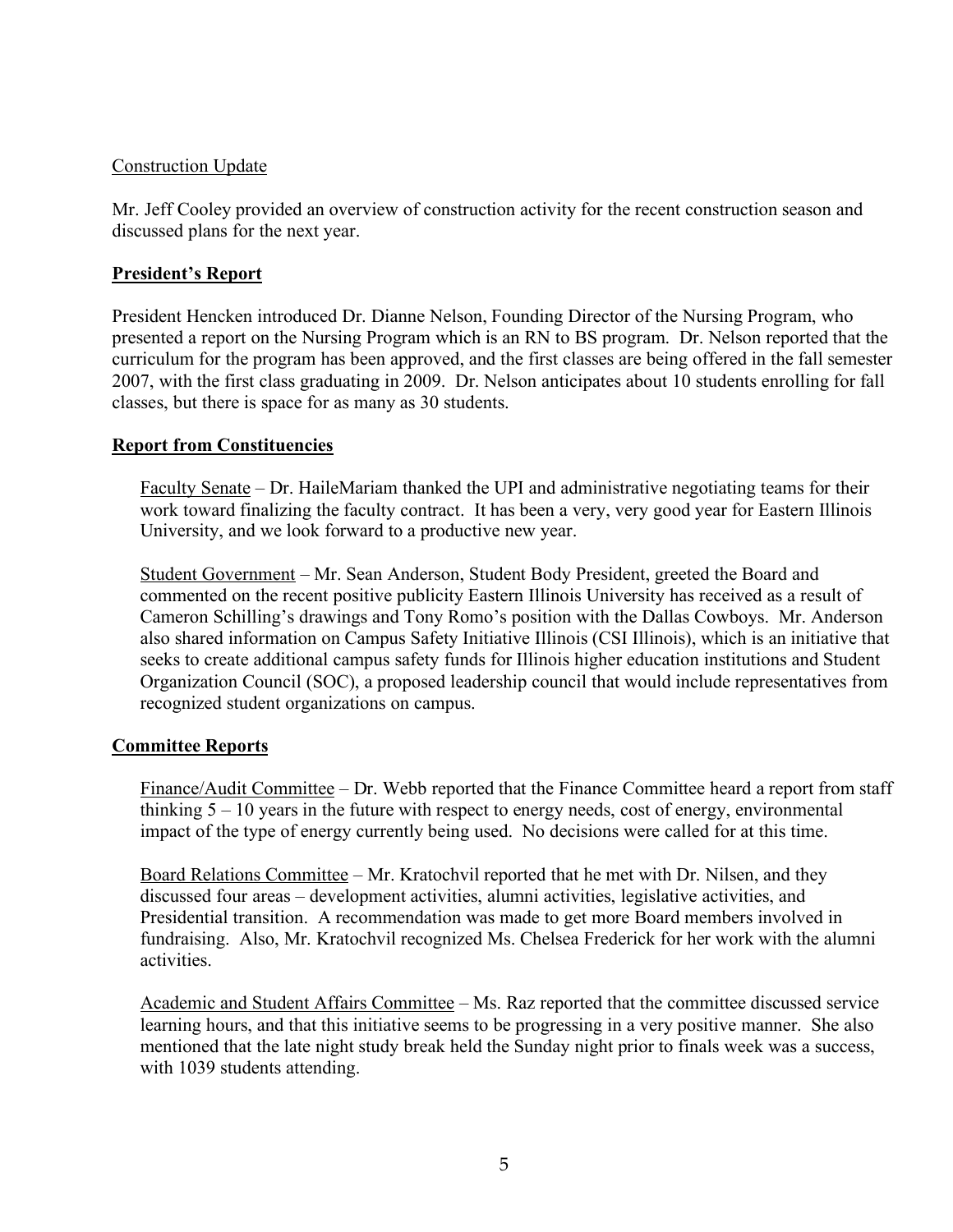Construction Update

Mr. Jeff Cooley provided an overview of construction activity for the recent construction season and discussed plans for the next year.

## President's Report

President Hencken introduced Dr. Dianne Nelson, Founding Director of the Nursing Program, who presented a report on the Nursing Program which is an RN to BS program. Dr. Nelson reported that the curriculum for the program has been approved, and the first classes are being offered in the fall semester 2007, with the first class graduating in 2009. Dr. Nelson anticipates about 10 students enrolling for fall classes, but there is space for as many as 30 students.

## Report from Constituencies

Faculty Senate – Dr. HaileMariam thanked the UPI and administrative negotiating teams for their work toward finalizing the faculty contract. It has been a very, very good year for Eastern Illinois University, and we look forward to a productive new year.

Student Government – Mr. Sean Anderson, Student Body President, greeted the Board and commented on the recent positive publicity Eastern Illinois University has received as a result of Cameron Schilling's drawings and Tony Romo's position with the Dallas Cowboys. Mr. Anderson also shared information on Campus Safety Initiative Illinois (CSI Illinois), which is an initiative that seeks to create additional campus safety funds for Illinois higher education institutions and Student Organization Council (SOC), a proposed leadership council that would include representatives from recognized student organizations on campus.

## Committee Reports

Finance/Audit Committee – Dr. Webb reported that the Finance Committee heard a report from staff thinking 5 – 10 years in the future with respect to energy needs, cost of energy, environmental impact of the type of energy currently being used. No decisions were called for at this time.

Board Relations Committee – Mr. Kratochvil reported that he met with Dr. Nilsen, and they discussed four areas – development activities, alumni activities, legislative activities, and Presidential transition. A recommendation was made to get more Board members involved in fundraising. Also, Mr. Kratochvil recognized Ms. Chelsea Frederick for her work with the alumni activities.

Academic and Student Affairs Committee – Ms. Raz reported that the committee discussed service learning hours, and that this initiative seems to be progressing in a very positive manner. She also mentioned that the late night study break held the Sunday night prior to finals week was a success, with 1039 students attending.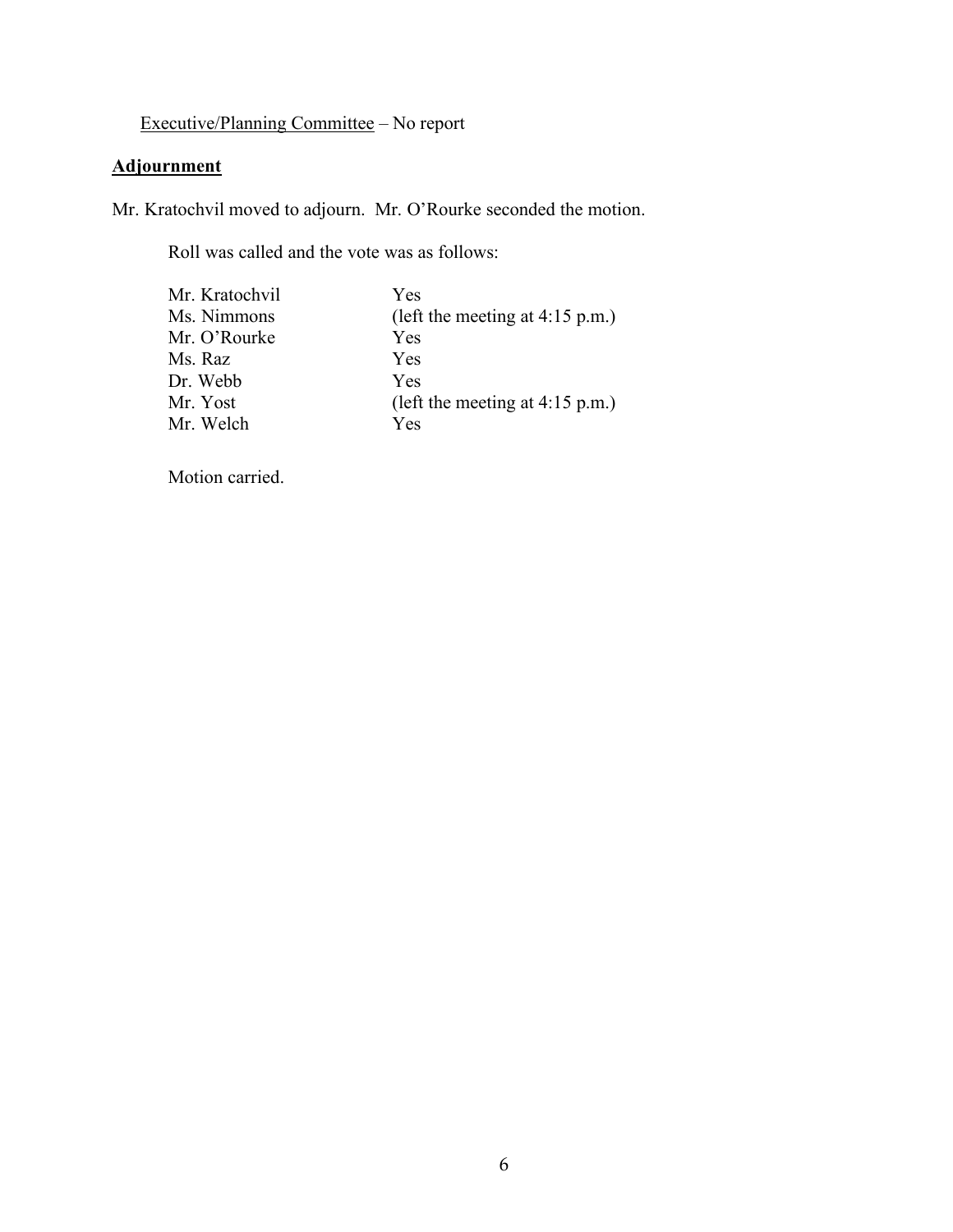Executive/Planning Committee – No report

## **Adjournment**

Mr. Kratochvil moved to adjourn. Mr. O'Rourke seconded the motion.

Roll was called and the vote was as follows:

| | |
|---|---|
| Mr. Kratochvil | Yes |
| Ms. Nimmons | (left the meeting at 4:15 p.m.) |
| Mr. O'Rourke | Yes |
| Ms. Raz | Yes |
| Dr. Webb | Yes |
| Mr. Yost | (left the meeting at 4:15 p.m.) |
| Mr. Welch | Yes |

Motion carried.